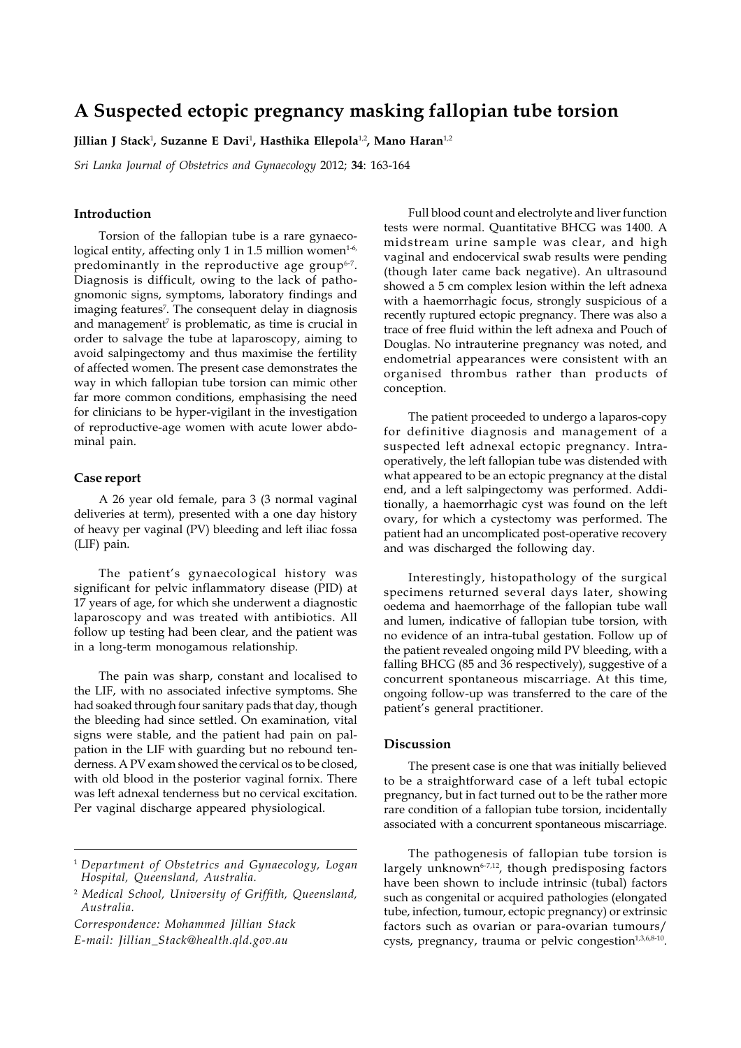# A Suspected ectopic pregnancy masking fallopian tube torsion

**Jillian J Stack**[1], **Suzanne E Davi**[1], **Hasthika Ellepola**[1,2], **Mano Haran**[1,2]

*Sri Lanka Journal of Obstetrics and Gynaecology* 2012; **34**: 163-164

## Introduction

Torsion of the fallopian tube is a rare gynaecological entity, affecting only 1 in 1.5 million women[1-6], predominantly in the reproductive age group[6-7]. Diagnosis is difficult, owing to the lack of pathognomonic signs, symptoms, laboratory findings and imaging features[7]. The consequent delay in diagnosis and management[7] is problematic, as time is crucial in order to salvage the tube at laparoscopy, aiming to avoid salpingectomy and thus maximise the fertility of affected women. The present case demonstrates the way in which fallopian tube torsion can mimic other far more common conditions, emphasising the need for clinicians to be hyper-vigilant in the investigation of reproductive-age women with acute lower abdominal pain.

## Case report

A 26 year old female, para 3 (3 normal vaginal deliveries at term), presented with a one day history of heavy per vaginal (PV) bleeding and left iliac fossa (LIF) pain.

The patient's gynaecological history was significant for pelvic inflammatory disease (PID) at 17 years of age, for which she underwent a diagnostic laparoscopy and was treated with antibiotics. All follow up testing had been clear, and the patient was in a long-term monogamous relationship.

The pain was sharp, constant and localised to the LIF, with no associated infective symptoms. She had soaked through four sanitary pads that day, though the bleeding had since settled. On examination, vital signs were stable, and the patient had pain on palpation in the LIF with guarding but no rebound tenderness. A PV exam showed the cervical os to be closed, with old blood in the posterior vaginal fornix. There was left adnexal tenderness but no cervical excitation. Per vaginal discharge appeared physiological.

Full blood count and electrolyte and liver function tests were normal. Quantitative BHCG was 1400. A midstream urine sample was clear, and high vaginal and endocervical swab results were pending (though later came back negative). An ultrasound showed a 5 cm complex lesion within the left adnexa with a haemorrhagic focus, strongly suspicious of a recently ruptured ectopic pregnancy. There was also a trace of free fluid within the left adnexa and Pouch of Douglas. No intrauterine pregnancy was noted, and endometrial appearances were consistent with an organised thrombus rather than products of conception.

The patient proceeded to undergo a laparos-copy for definitive diagnosis and management of a suspected left adnexal ectopic pregnancy. Intra-operatively, the left fallopian tube was distended with what appeared to be an ectopic pregnancy at the distal end, and a left salpingectomy was performed. Additionally, a haemorrhagic cyst was found on the left ovary, for which a cystectomy was performed. The patient had an uncomplicated post-operative recovery and was discharged the following day.

Interestingly, histopathology of the surgical specimens returned several days later, showing oedema and haemorrhage of the fallopian tube wall and lumen, indicative of fallopian tube torsion, with no evidence of an intra-tubal gestation. Follow up of the patient revealed ongoing mild PV bleeding, with a falling BHCG (85 and 36 respectively), suggestive of a concurrent spontaneous miscarriage. At this time, ongoing follow-up was transferred to the care of the patient's general practitioner.

## Discussion

The present case is one that was initially believed to be a straightforward case of a left tubal ectopic pregnancy, but in fact turned out to be the rather more rare condition of a fallopian tube torsion, incidentally associated with a concurrent spontaneous miscarriage.

The pathogenesis of fallopian tube torsion is largely unknown[6-7,12], though predisposing factors have been shown to include intrinsic (tubal) factors such as congenital or acquired pathologies (elongated tube, infection, tumour, ectopic pregnancy) or extrinsic factors such as ovarian or para-ovarian tumours/cysts, pregnancy, trauma or pelvic congestion[1,3,6,8-10].

---

[1] *Department of Obstetrics and Gynaecology, Logan Hospital, Queensland, Australia.*

[2] *Medical School, University of Griffith, Queensland, Australia.*

*Correspondence: Mohammed Jillian Stack*
*E-mail: Jillian_Stack@health.qld.gov.au*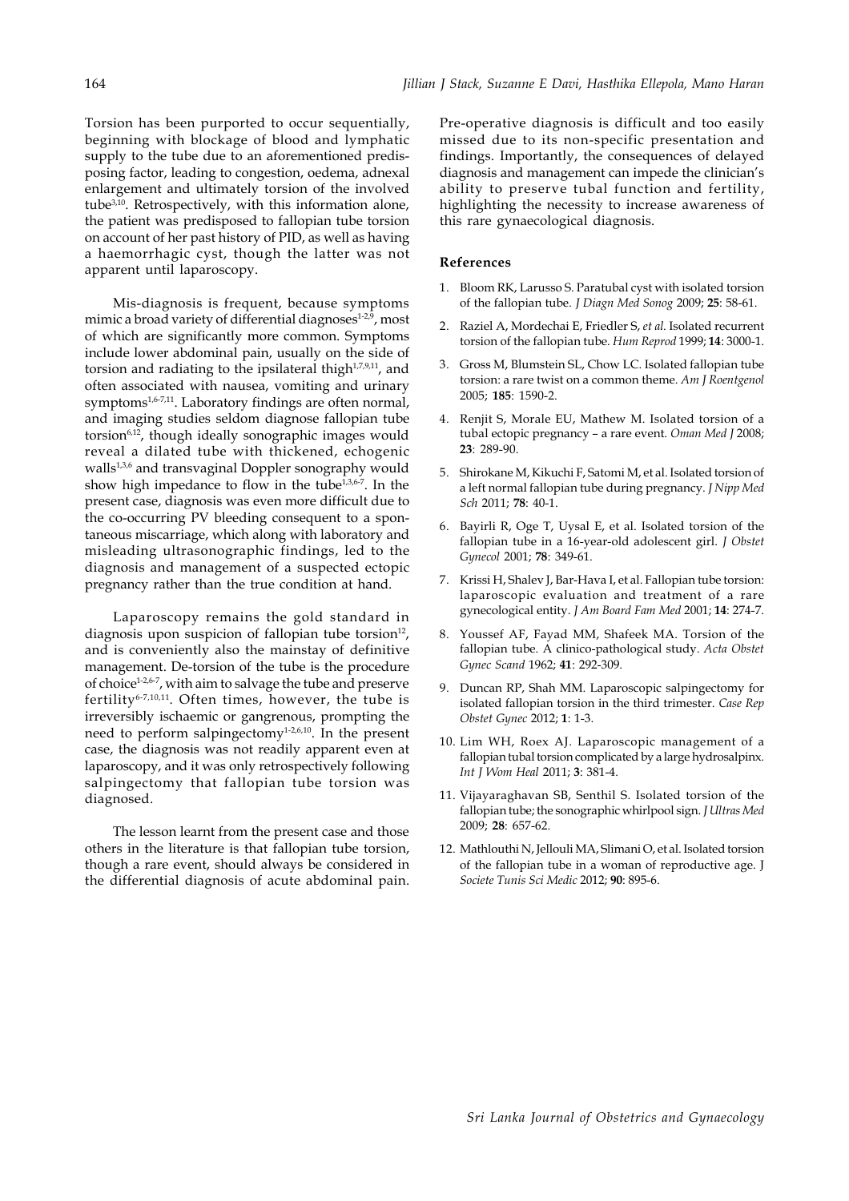Torsion has been purported to occur sequentially, beginning with blockage of blood and lymphatic supply to the tube due to an aforementioned predisposing factor, leading to congestion, oedema, adnexal enlargement and ultimately torsion of the involved tube[3,10]. Retrospectively, with this information alone, the patient was predisposed to fallopian tube torsion on account of her past history of PID, as well as having a haemorrhagic cyst, though the latter was not apparent until laparoscopy.

Mis-diagnosis is frequent, because symptoms mimic a broad variety of differential diagnoses[1-2,9], most of which are significantly more common. Symptoms include lower abdominal pain, usually on the side of torsion and radiating to the ipsilateral thigh[1,7,9,11], and often associated with nausea, vomiting and urinary symptoms[1,6-7,11]. Laboratory findings are often normal, and imaging studies seldom diagnose fallopian tube torsion[6,12], though ideally sonographic images would reveal a dilated tube with thickened, echogenic walls[1,3,6] and transvaginal Doppler sonography would show high impedance to flow in the tube[1,3,6-7]. In the present case, diagnosis was even more difficult due to the co-occurring PV bleeding consequent to a spontaneous miscarriage, which along with laboratory and misleading ultrasonographic findings, led to the diagnosis and management of a suspected ectopic pregnancy rather than the true condition at hand.

Laparoscopy remains the gold standard in diagnosis upon suspicion of fallopian tube torsion[12], and is conveniently also the mainstay of definitive management. De-torsion of the tube is the procedure of choice[1-2,6-7], with aim to salvage the tube and preserve fertility[6-7,10,11]. Often times, however, the tube is irreversibly ischaemic or gangrenous, prompting the need to perform salpingectomy[1-2,6,10]. In the present case, the diagnosis was not readily apparent even at laparoscopy, and it was only retrospectively following salpingectomy that fallopian tube torsion was diagnosed.

The lesson learnt from the present case and those others in the literature is that fallopian tube torsion, though a rare event, should always be considered in the differential diagnosis of acute abdominal pain. Pre-operative diagnosis is difficult and too easily missed due to its non-specific presentation and findings. Importantly, the consequences of delayed diagnosis and management can impede the clinician's ability to preserve tubal function and fertility, highlighting the necessity to increase awareness of this rare gynaecological diagnosis.

#### References

1. Bloom RK, Larusso S. Paratubal cyst with isolated torsion of the fallopian tube. *J Diagn Med Sonog* 2009; **25**: 58-61.
2. Raziel A, Mordechai E, Friedler S, *et al*. Isolated recurrent torsion of the fallopian tube. *Hum Reprod* 1999; **14**: 3000-1.
3. Gross M, Blumstein SL, Chow LC. Isolated fallopian tube torsion: a rare twist on a common theme. *Am J Roentgenol* 2005; **185**: 1590-2.
4. Renjit S, Morale EU, Mathew M. Isolated torsion of a tubal ectopic pregnancy – a rare event. *Oman Med J* 2008; **23**: 289-90.
5. Shirokane M, Kikuchi F, Satomi M, et al. Isolated torsion of a left normal fallopian tube during pregnancy. *J Nipp Med Sch* 2011; **78**: 40-1.
6. Bayirli R, Oge T, Uysal E, et al. Isolated torsion of the fallopian tube in a 16-year-old adolescent girl. *J Obstet Gynecol* 2001; **78**: 349-61.
7. Krissi H, Shalev J, Bar-Hava I, et al. Fallopian tube torsion: laparoscopic evaluation and treatment of a rare gynecological entity. *J Am Board Fam Med* 2001; **14**: 274-7.
8. Youssef AF, Fayad MM, Shafeek MA. Torsion of the fallopian tube. A clinico-pathological study. *Acta Obstet Gynec Scand* 1962; **41**: 292-309.
9. Duncan RP, Shah MM. Laparoscopic salpingectomy for isolated fallopian torsion in the third trimester. *Case Rep Obstet Gynec* 2012; **1**: 1-3.
10. Lim WH, Roex AJ. Laparoscopic management of a fallopian tubal torsion complicated by a large hydrosalpinx. *Int J Wom Heal* 2011; **3**: 381-4.
11. Vijayaraghavan SB, Senthil S. Isolated torsion of the fallopian tube; the sonographic whirlpool sign. *J Ultras Med* 2009; **28**: 657-62.
12. Mathlouthi N, Jellouli MA, Slimani O, et al. Isolated torsion of the fallopian tube in a woman of reproductive age. J *Societe Tunis Sci Medic* 2012; **90**: 895-6.